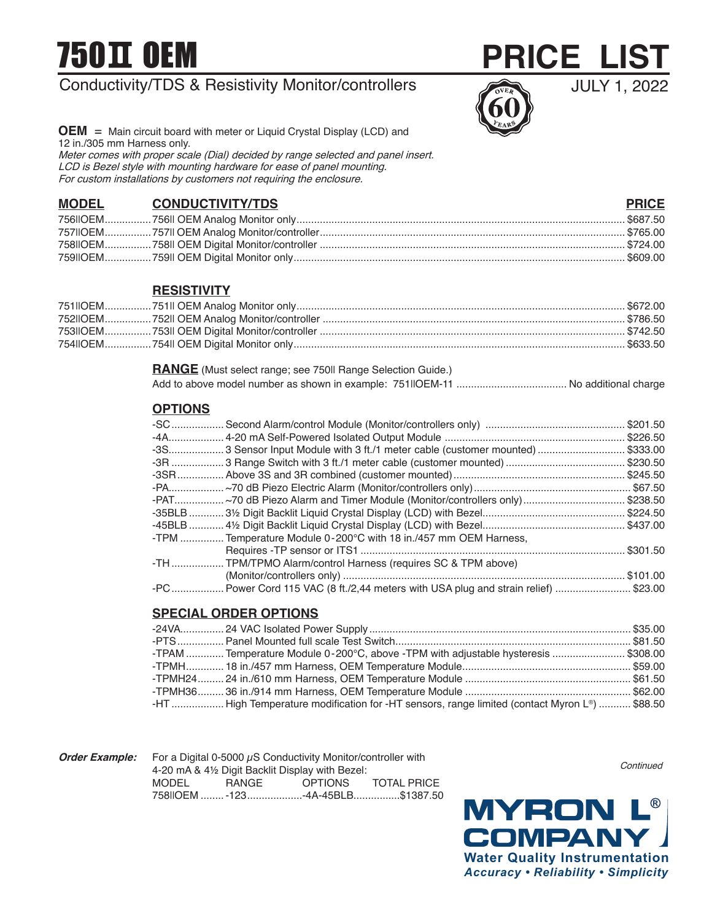# 750II OEM PRICE LIST

## Conductivity/TDS & Resistivity Monitor/controllers

JULY 1, 2022

**OEM** = Main circuit board with meter or Liquid Crystal Display (LCD) and 12 in./305 mm Harness only.
*Meter comes with proper scale (Dial) decided by range selected and panel insert.*
*LCD is Bezel style with mounting hardware for ease of panel mounting.*
*For custom installations by customers not requiring the enclosure.*

| MODEL | CONDUCTIVITY/TDS | PRICE |
|---|---|---|
| 756IIOEM | 756II OEM Analog Monitor only | $687.50 |
| 757IIOEM | 757II OEM Analog Monitor/controller | $765.00 |
| 758IIOEM | 758II OEM Digital Monitor/controller | $724.00 |
| 759IIOEM | 759II OEM Digital Monitor only | $609.00 |

| MODEL | RESISTIVITY | PRICE |
|---|---|---|
| 751IIOEM | 751II OEM Analog Monitor only | $672.00 |
| 752IIOEM | 752II OEM Analog Monitor/controller | $786.50 |
| 753IIOEM | 753II OEM Digital Monitor/controller | $742.50 |
| 754IIOEM | 754II OEM Digital Monitor only | $633.50 |

**RANGE** (Must select range; see 750II Range Selection Guide.)
Add to above model number as shown in example: 751IIOEM-11 ...... No additional charge

### OPTIONS

| Option | Description | Price |
|---|---|---|
| -SC | Second Alarm/control Module (Monitor/controllers only) | $201.50 |
| -4A | 4-20 mA Self-Powered Isolated Output Module | $226.50 |
| -3S | 3 Sensor Input Module with 3 ft./1 meter cable (customer mounted) | $333.00 |
| -3R | 3 Range Switch with 3 ft./1 meter cable (customer mounted) | $230.50 |
| -3SR | Above 3S and 3R combined (customer mounted) | $245.50 |
| -PA | ~70 dB Piezo Electric Alarm (Monitor/controllers only) | $67.50 |
| -PAT | ~70 dB Piezo Alarm and Timer Module (Monitor/controllers only) | $238.50 |
| -35BLB | 3½ Digit Backlit Liquid Crystal Display (LCD) with Bezel | $224.50 |
| -45BLB | 4½ Digit Backlit Liquid Crystal Display (LCD) with Bezel | $437.00 |
| -TPM | Temperature Module 0-200°C with 18 in./457 mm OEM Harness, Requires -TP sensor or ITS1 | $301.50 |
| -TH | TPM/TPMO Alarm/control Harness (requires SC & TPM above) (Monitor/controllers only) | $101.00 |
| -PC | Power Cord 115 VAC (8 ft./2,44 meters with USA plug and strain relief) | $23.00 |

### SPECIAL ORDER OPTIONS

| Option | Description | Price |
|---|---|---|
| -24VA | 24 VAC Isolated Power Supply | $35.00 |
| -PTS | Panel Mounted full scale Test Switch | $81.50 |
| -TPAM | Temperature Module 0-200°C, above -TPM with adjustable hysteresis | $308.00 |
| -TPMH | 18 in./457 mm Harness, OEM Temperature Module | $59.00 |
| -TPMH24 | 24 in./610 mm Harness, OEM Temperature Module | $61.50 |
| -TPMH36 | 36 in./914 mm Harness, OEM Temperature Module | $62.00 |
| -HT | High Temperature modification for -HT sensors, range limited (contact Myron L®) | $88.50 |

***Order Example:*** For a Digital 0-5000 µS Conductivity Monitor/controller with 4-20 mA & 4½ Digit Backlit Display with Bezel:

| MODEL | RANGE | OPTIONS | TOTAL PRICE |
|---|---|---|---|
| 758IIOEM | -123 | -4A-45BLB | $1387.50 |

*Continued*

**MYRON L® COMPANY**
**Water Quality Instrumentation**
***Accuracy • Reliability • Simplicity***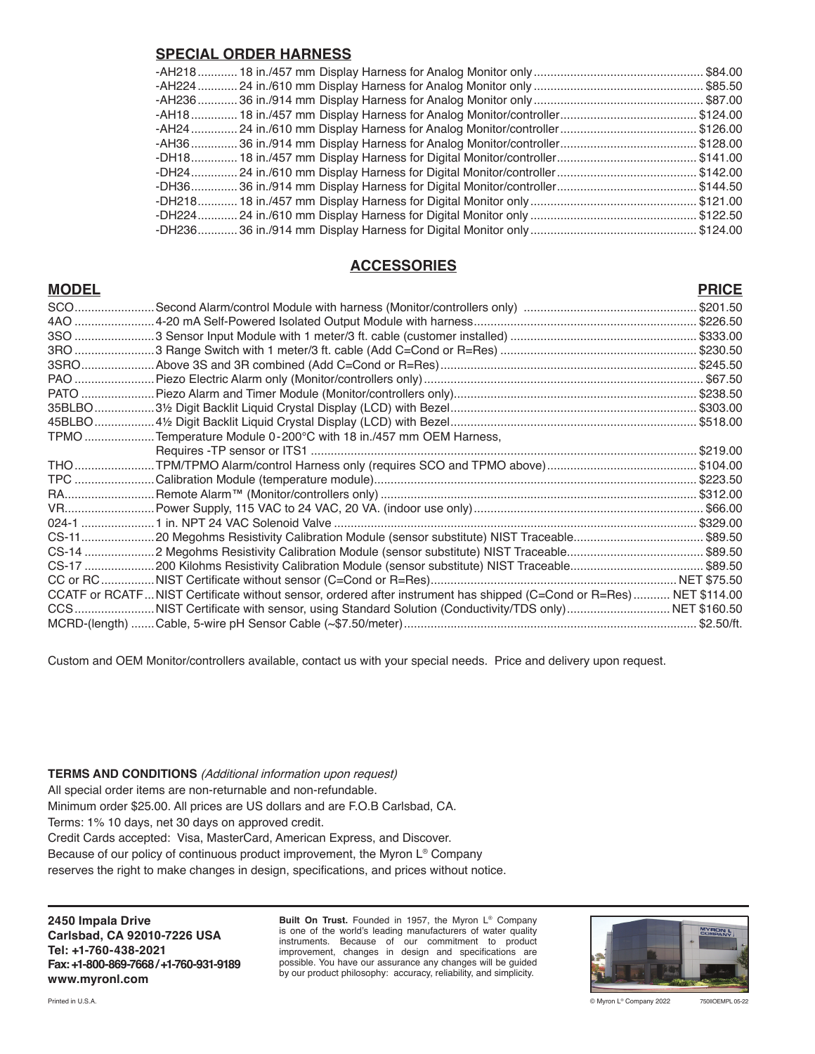## SPECIAL ORDER HARNESS

| | | |
|---|---|---|
| -AH218 | 18 in./457 mm Display Harness for Analog Monitor only | $84.00 |
| -AH224 | 24 in./610 mm Display Harness for Analog Monitor only | $85.50 |
| -AH236 | 36 in./914 mm Display Harness for Analog Monitor only | $87.00 |
| -AH18 | 18 in./457 mm Display Harness for Analog Monitor/controller | $124.00 |
| -AH24 | 24 in./610 mm Display Harness for Analog Monitor/controller | $126.00 |
| -AH36 | 36 in./914 mm Display Harness for Analog Monitor/controller | $128.00 |
| -DH18 | 18 in./457 mm Display Harness for Digital Monitor/controller | $141.00 |
| -DH24 | 24 in./610 mm Display Harness for Digital Monitor/controller | $142.00 |
| -DH36 | 36 in./914 mm Display Harness for Digital Monitor/controller | $144.50 |
| -DH218 | 18 in./457 mm Display Harness for Digital Monitor only | $121.00 |
| -DH224 | 24 in./610 mm Display Harness for Digital Monitor only | $122.50 |
| -DH236 | 36 in./914 mm Display Harness for Digital Monitor only | $124.00 |

## ACCESSORIES

| MODEL | | PRICE |
|---|---|---|
| SCO | Second Alarm/control Module with harness (Monitor/controllers only) | $201.50 |
| 4AO | 4-20 mA Self-Powered Isolated Output Module with harness | $226.50 |
| 3SO | 3 Sensor Input Module with 1 meter/3 ft. cable (customer installed) | $333.00 |
| 3RO | 3 Range Switch with 1 meter/3 ft. cable (Add C=Cond or R=Res) | $230.50 |
| 3SRO | Above 3S and 3R combined (Add C=Cond or R=Res) | $245.50 |
| PAO | Piezo Electric Alarm only (Monitor/controllers only) | $67.50 |
| PATO | Piezo Alarm and Timer Module (Monitor/controllers only) | $238.50 |
| 35BLBO | 3½ Digit Backlit Liquid Crystal Display (LCD) with Bezel | $303.00 |
| 45BLBO | 4½ Digit Backlit Liquid Crystal Display (LCD) with Bezel | $518.00 |
| TPMO | Temperature Module 0-200°C with 18 in./457 mm OEM Harness, Requires -TP sensor or ITS1 | $219.00 |
| THO | TPM/TPMO Alarm/control Harness only (requires SCO and TPMO above) | $104.00 |
| TPC | Calibration Module (temperature module) | $223.50 |
| RA | Remote Alarm™ (Monitor/controllers only) | $312.00 |
| VR | Power Supply, 115 VAC to 24 VAC, 20 VA. (indoor use only) | $66.00 |
| 024-1 | 1 in. NPT 24 VAC Solenoid Valve | $329.00 |
| CS-11 | 20 Megohms Resistivity Calibration Module (sensor substitute) NIST Traceable | $89.50 |
| CS-14 | 2 Megohms Resistivity Calibration Module (sensor substitute) NIST Traceable | $89.50 |
| CS-17 | 200 Kilohms Resistivity Calibration Module (sensor substitute) NIST Traceable | $89.50 |
| CC or RC | NIST Certificate without sensor (C=Cond or R=Res) | NET $75.50 |
| CCATF or RCATF | NIST Certificate without sensor, ordered after instrument has shipped (C=Cond or R=Res) | NET $114.00 |
| CCS | NIST Certificate with sensor, using Standard Solution (Conductivity/TDS only) | NET $160.50 |
| MCRD-(length) | Cable, 5-wire pH Sensor Cable (~$7.50/meter) | $2.50/ft. |

Custom and OEM Monitor/controllers available, contact us with your special needs. Price and delivery upon request.

**TERMS AND CONDITIONS** *(Additional information upon request)*

All special order items are non-returnable and non-refundable.
Minimum order $25.00. All prices are US dollars and are F.O.B Carlsbad, CA.
Terms: 1% 10 days, net 30 days on approved credit.
Credit Cards accepted: Visa, MasterCard, American Express, and Discover.
Because of our policy of continuous product improvement, the Myron L® Company reserves the right to make changes in design, specifications, and prices without notice.

**2450 Impala Drive**
**Carlsbad, CA 92010-7226 USA**
**Tel: +1-760-438-2021**
**Fax: +1-800-869-7668 / +1-760-931-9189**
**www.myronl.com**

**Built On Trust.** Founded in 1957, the Myron L® Company is one of the world's leading manufacturers of water quality instruments. Because of our commitment to product improvement, changes in design and specifications are possible. You have our assurance any changes will be guided by our product philosophy: accuracy, reliability, and simplicity.

Printed in U.S.A.

© Myron L® Company 2022 750IIOEMPL 05-22